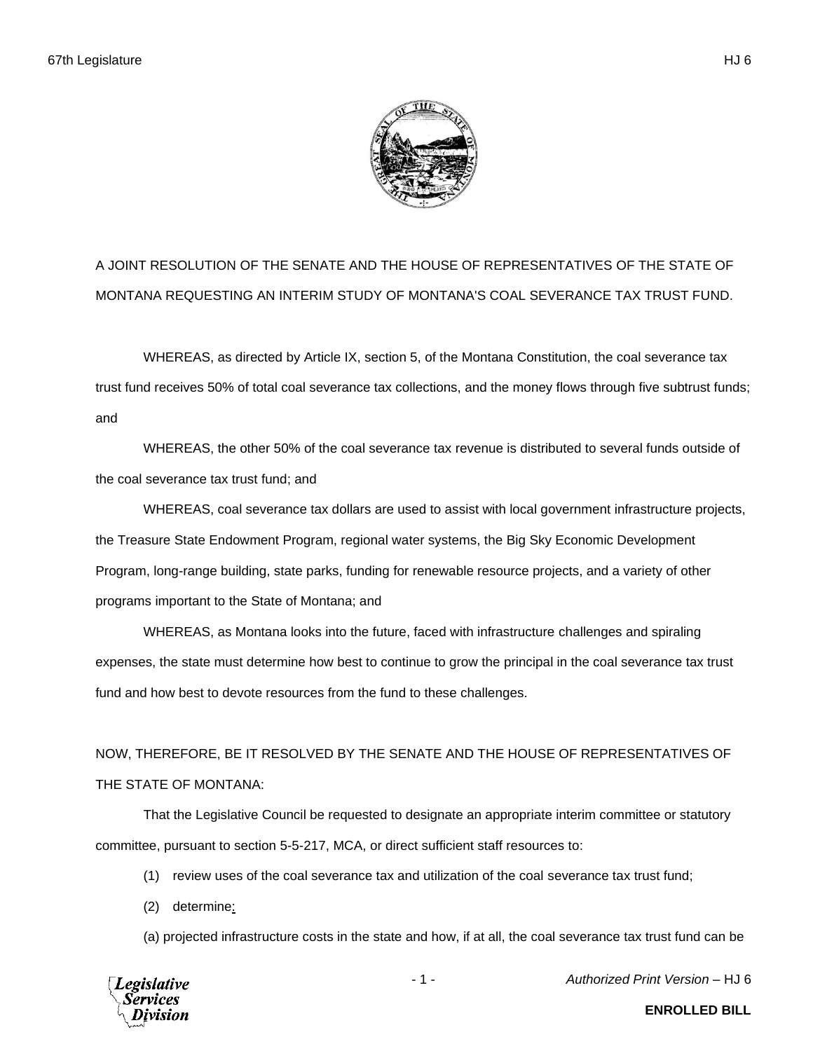A JOINT RESOLUTION OF THE SENATE AND THE HOUSE OF REPRESENTATIVES OF THE STATE OF MONTANA REQUESTING AN INTERIM STUDY OF MONTANA'S COAL SEVERANCE TAX TRUST FUND.

WHEREAS, as directed by Article IX, section 5, of the Montana Constitution, the coal severance tax trust fund receives 50% of total coal severance tax collections, and the money flows through five subtrust funds; and

WHEREAS, the other 50% of the coal severance tax revenue is distributed to several funds outside of the coal severance tax trust fund; and

WHEREAS, coal severance tax dollars are used to assist with local government infrastructure projects, the Treasure State Endowment Program, regional water systems, the Big Sky Economic Development Program, long-range building, state parks, funding for renewable resource projects, and a variety of other programs important to the State of Montana; and

WHEREAS, as Montana looks into the future, faced with infrastructure challenges and spiraling expenses, the state must determine how best to continue to grow the principal in the coal severance tax trust fund and how best to devote resources from the fund to these challenges.

NOW, THEREFORE, BE IT RESOLVED BY THE SENATE AND THE HOUSE OF REPRESENTATIVES OF THE STATE OF MONTANA:

That the Legislative Council be requested to designate an appropriate interim committee or statutory committee, pursuant to section 5-5-217, MCA, or direct sufficient staff resources to:

(1) review uses of the coal severance tax and utilization of the coal severance tax trust fund;

(2) determine:

(a) projected infrastructure costs in the state and how, if at all, the coal severance tax trust fund can be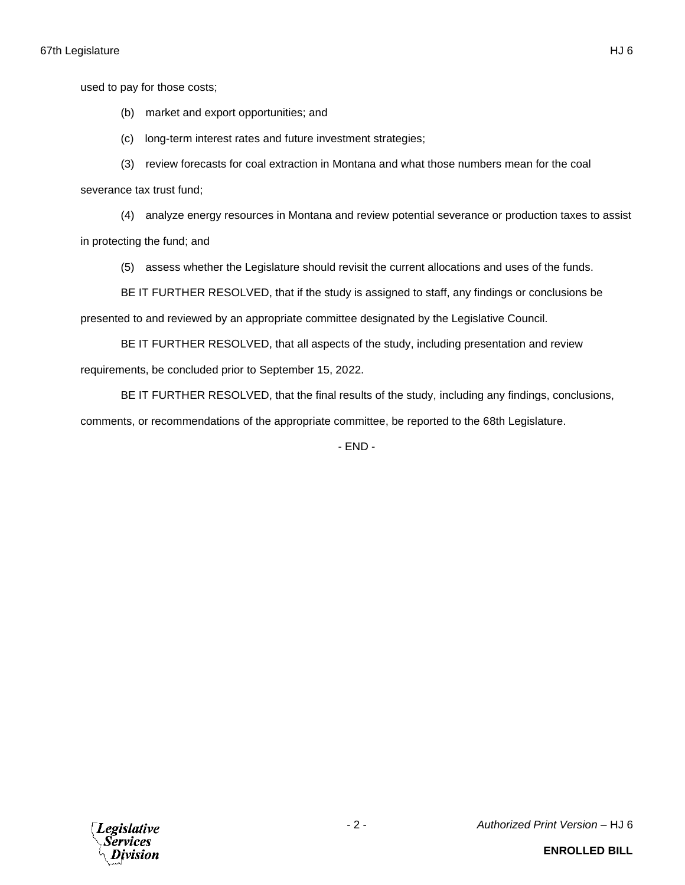used to pay for those costs;

(b) market and export opportunities; and

(c) long-term interest rates and future investment strategies;

(3) review forecasts for coal extraction in Montana and what those numbers mean for the coal severance tax trust fund;

(4) analyze energy resources in Montana and review potential severance or production taxes to assist in protecting the fund; and

(5) assess whether the Legislature should revisit the current allocations and uses of the funds.

BE IT FURTHER RESOLVED, that if the study is assigned to staff, any findings or conclusions be presented to and reviewed by an appropriate committee designated by the Legislative Council.

BE IT FURTHER RESOLVED, that all aspects of the study, including presentation and review requirements, be concluded prior to September 15, 2022.

BE IT FURTHER RESOLVED, that the final results of the study, including any findings, conclusions, comments, or recommendations of the appropriate committee, be reported to the 68th Legislature.

- END -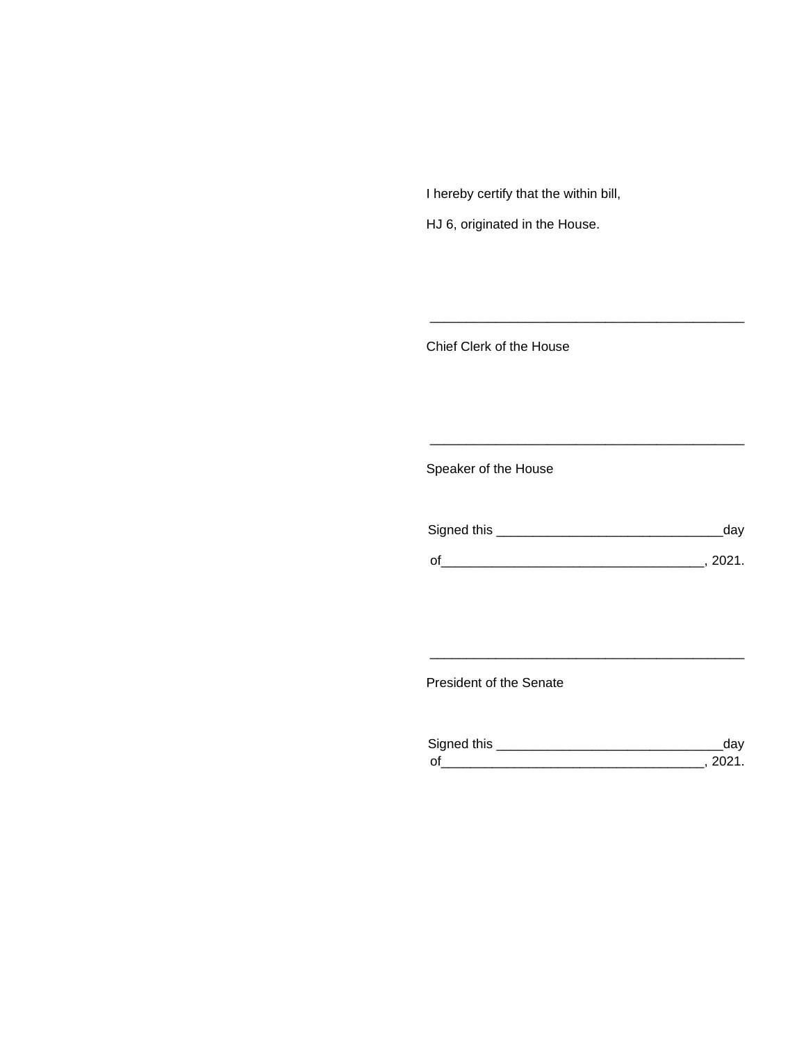I hereby certify that the within bill,

HJ 6, originated in the House.

___________________________________________

Chief Clerk of the House

___________________________________________

Speaker of the House

Signed this ______________________________day

of___________________________________, 2021.

___________________________________________

President of the Senate

Signed this ______________________________day
of___________________________________, 2021.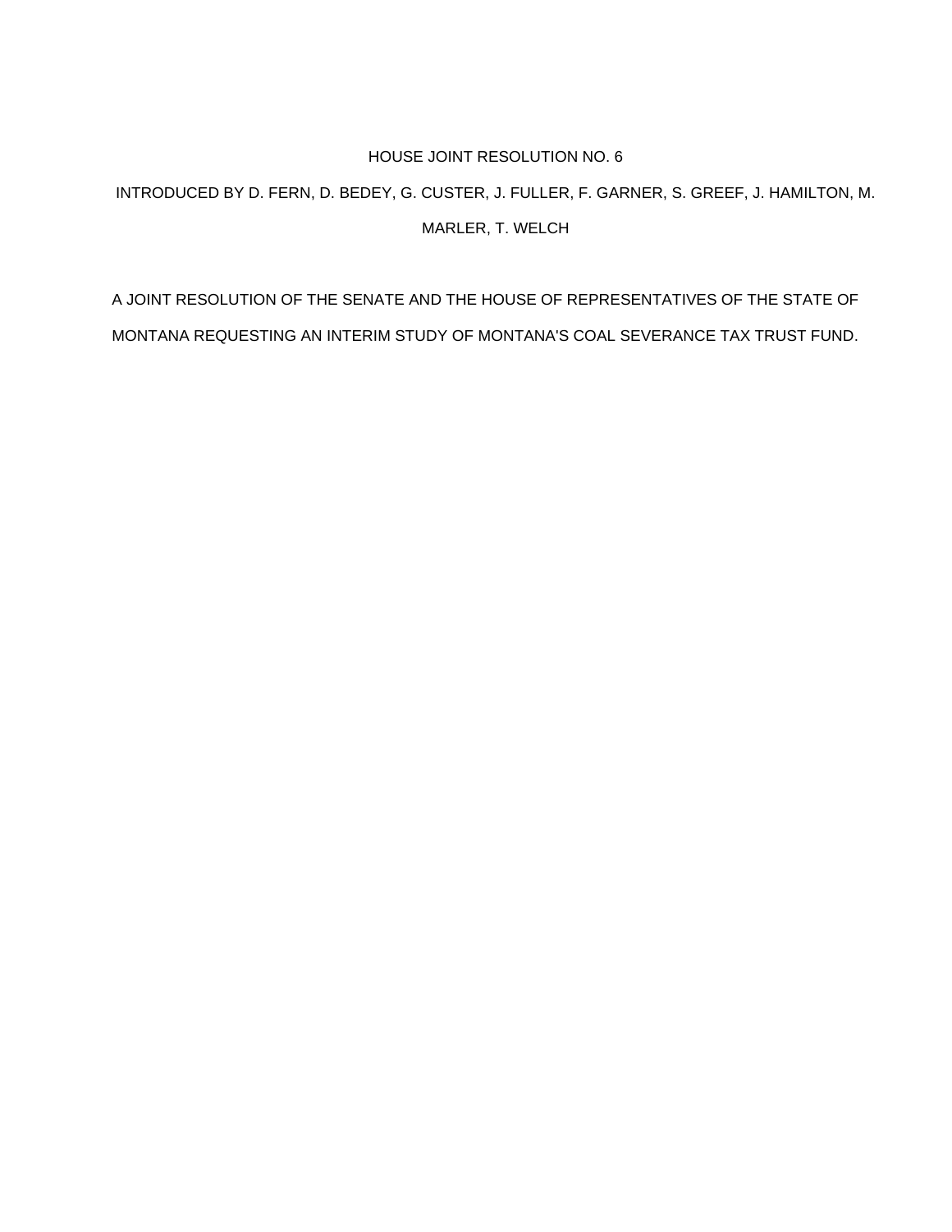HOUSE JOINT RESOLUTION NO. 6

INTRODUCED BY D. FERN, D. BEDEY, G. CUSTER, J. FULLER, F. GARNER, S. GREEF, J. HAMILTON, M. MARLER, T. WELCH

A JOINT RESOLUTION OF THE SENATE AND THE HOUSE OF REPRESENTATIVES OF THE STATE OF MONTANA REQUESTING AN INTERIM STUDY OF MONTANA'S COAL SEVERANCE TAX TRUST FUND.